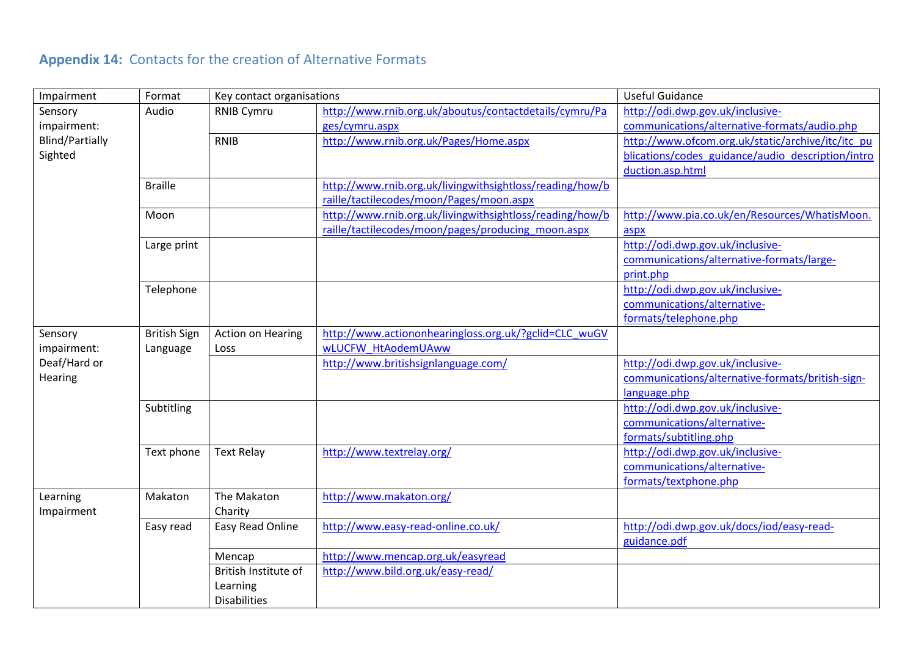## **Appendix 14:** Contacts for the creation of Alternative Formats

| Impairment | Format | Key contact organisations | | Useful Guidance |
|---|---|---|---|---|
| Sensory impairment: Blind/Partially Sighted | Audio | RNIB Cymru | http://www.rnib.org.uk/aboutus/contactdetails/cymru/Pages/cymru.aspx | http://odi.dwp.gov.uk/inclusive-communications/alternative-formats/audio.php |
| | | RNIB | http://www.rnib.org.uk/Pages/Home.aspx | http://www.ofcom.org.uk/static/archive/itc/itc_publications/codes_guidance/audio_description/introduction.asp.html |
| | Braille | | http://www.rnib.org.uk/livingwithsightloss/reading/how/braille/tactilecodes/moon/Pages/moon.aspx | |
| | Moon | | http://www.rnib.org.uk/livingwithsightloss/reading/how/braille/tactilecodes/moon/pages/producing_moon.aspx | http://www.pia.co.uk/en/Resources/WhatisMoon.aspx |
| | Large print | | | http://odi.dwp.gov.uk/inclusive-communications/alternative-formats/large-print.php |
| | Telephone | | | http://odi.dwp.gov.uk/inclusive-communications/alternative-formats/telephone.php |
| Sensory impairment: Deaf/Hard or Hearing | British Sign Language | Action on Hearing Loss | http://www.actiononhearingloss.org.uk/?gclid=CLC_wuGVwLUCFW_HtAodemUAww | |
| | | | http://www.britishsignlanguage.com/ | http://odi.dwp.gov.uk/inclusive-communications/alternative-formats/british-sign-language.php |
| | Subtitling | | | http://odi.dwp.gov.uk/inclusive-communications/alternative-formats/subtitling.php |
| | Text phone | Text Relay | http://www.textrelay.org/ | http://odi.dwp.gov.uk/inclusive-communications/alternative-formats/textphone.php |
| Learning Impairment | Makaton | The Makaton Charity | http://www.makaton.org/ | |
| | Easy read | Easy Read Online | http://www.easy-read-online.co.uk/ | http://odi.dwp.gov.uk/docs/iod/easy-read-guidance.pdf |
| | | Mencap | http://www.mencap.org.uk/easyread | |
| | | British Institute of Learning Disabilities | http://www.bild.org.uk/easy-read/ | |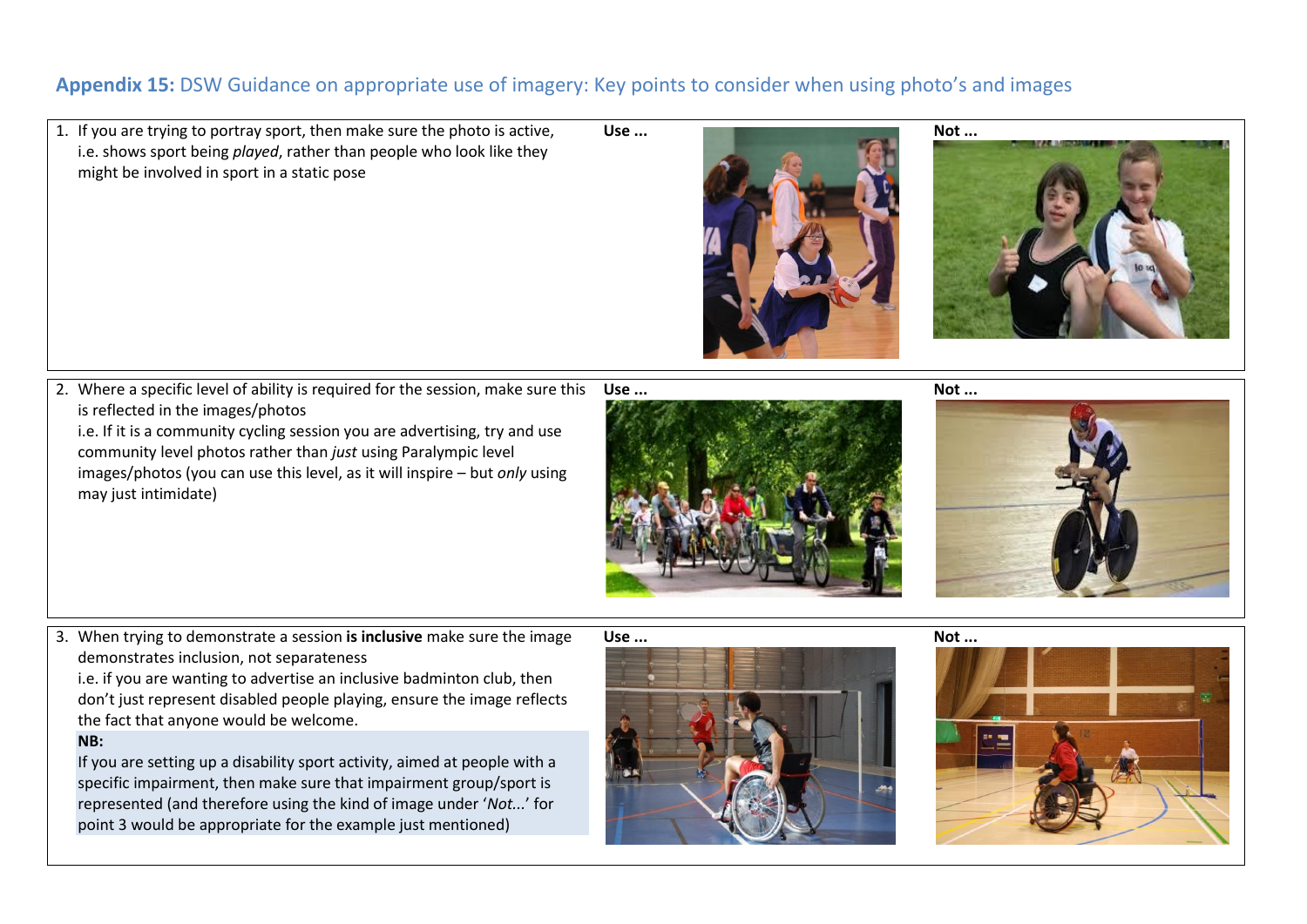## **Appendix 15:** DSW Guidance on appropriate use of imagery: Key points to consider when using photo's and images

| | Use ... | Not ... |
|---|---|---|
| 1. If you are trying to portray sport, then make sure the photo is active, i.e. shows sport being *played*, rather than people who look like they might be involved in sport in a static pose | | |
| 2. Where a specific level of ability is required for the session, make sure this is reflected in the images/photos<br>i.e. If it is a community cycling session you are advertising, try and use community level photos rather than *just* using Paralympic level images/photos (you can use this level, as it will inspire – but *only* using may just intimidate) | | |
| 3. When trying to demonstrate a session **is inclusive** make sure the image demonstrates inclusion, not separateness<br>i.e. if you are wanting to advertise an inclusive badminton club, then don't just represent disabled people playing, ensure the image reflects the fact that anyone would be welcome.<br>**NB:**<br>If you are setting up a disability sport activity, aimed at people with a specific impairment, then make sure that impairment group/sport is represented (and therefore using the kind of image under '*Not...*' for point 3 would be appropriate for the example just mentioned) | | |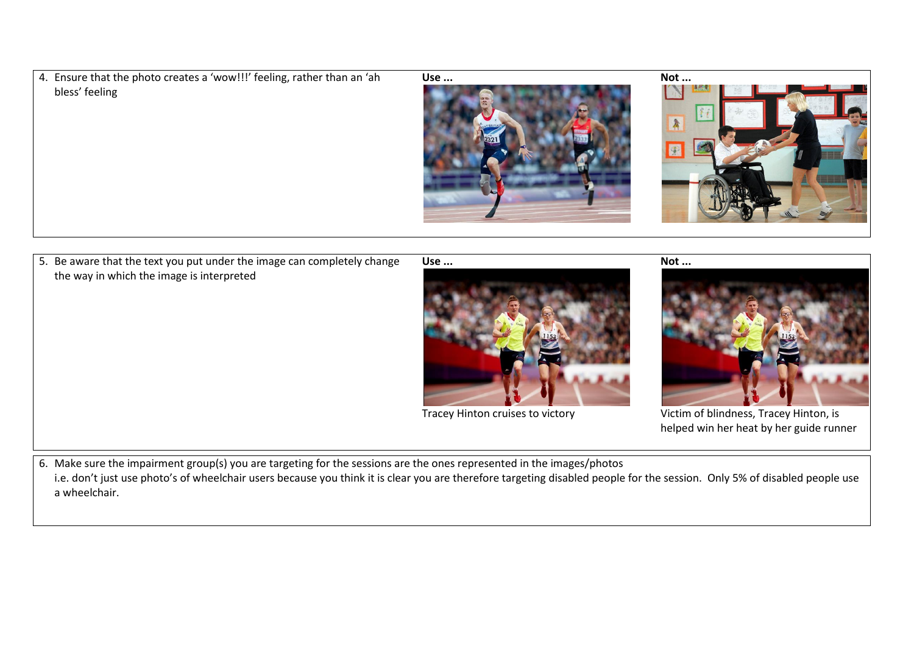4. Ensure that the photo creates a 'wow!!!' feeling, rather than an 'ah bless' feeling

**Use ...**

**Not ...**

5. Be aware that the text you put under the image can completely change the way in which the image is interpreted

**Use ...**

Tracey Hinton cruises to victory

**Not ...**

Victim of blindness, Tracey Hinton, is helped win her heat by her guide runner

6. Make sure the impairment group(s) you are targeting for the sessions are the ones represented in the images/photos
   i.e. don't just use photo's of wheelchair users because you think it is clear you are therefore targeting disabled people for the session. Only 5% of disabled people use a wheelchair.